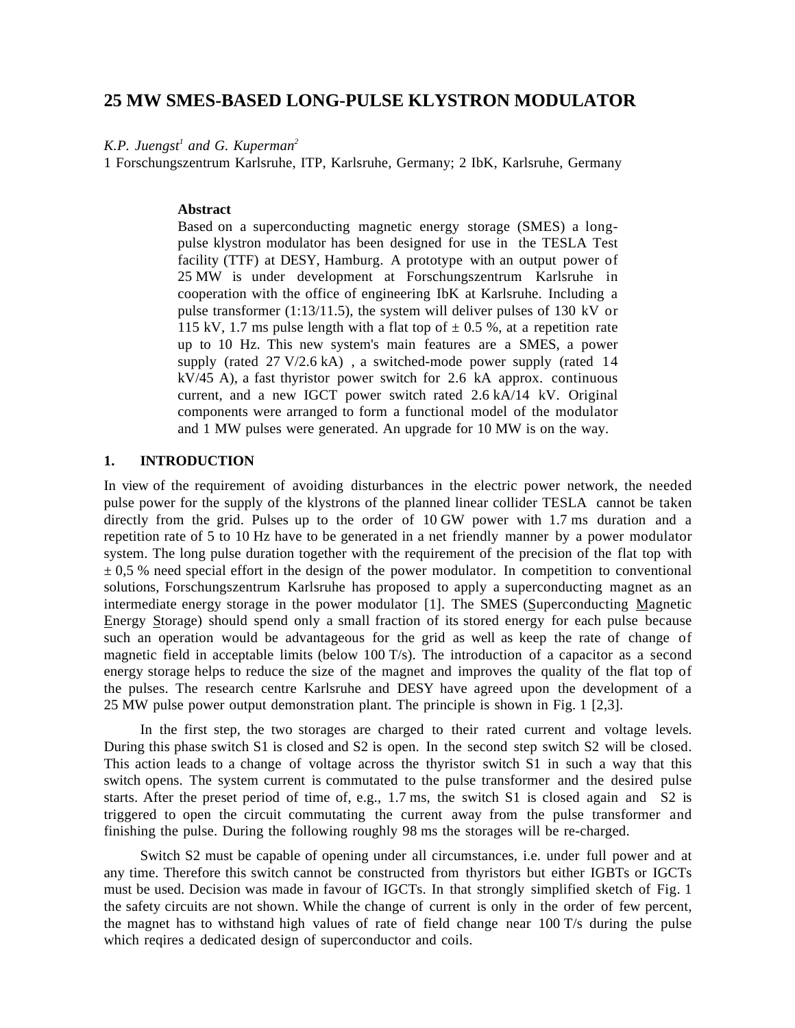# 25 MW SMES-BASED LONG-PULSE KLYSTRON MODULATOR

*K.P. Juengst[1] and G. Kuperman[2]*

1 Forschungszentrum Karlsruhe, ITP, Karlsruhe, Germany; 2 IbK, Karlsruhe, Germany

**Abstract**

Based on a superconducting magnetic energy storage (SMES) a long-pulse klystron modulator has been designed for use in the TESLA Test facility (TTF) at DESY, Hamburg. A prototype with an output power of 25 MW is under development at Forschungszentrum Karlsruhe in cooperation with the office of engineering IbK at Karlsruhe. Including a pulse transformer (1:13/11.5), the system will deliver pulses of 130 kV or 115 kV, 1.7 ms pulse length with a flat top of ± 0.5 %, at a repetition rate up to 10 Hz. This new system's main features are a SMES, a power supply (rated 27 V/2.6 kA) , a switched-mode power supply (rated 14 kV/45 A), a fast thyristor power switch for 2.6 kA approx. continuous current, and a new IGCT power switch rated 2.6 kA/14 kV. Original components were arranged to form a functional model of the modulator and 1 MW pulses were generated. An upgrade for 10 MW is on the way.

## 1. INTRODUCTION

In view of the requirement of avoiding disturbances in the electric power network, the needed pulse power for the supply of the klystrons of the planned linear collider TESLA cannot be taken directly from the grid. Pulses up to the order of 10 GW power with 1.7 ms duration and a repetition rate of 5 to 10 Hz have to be generated in a net friendly manner by a power modulator system. The long pulse duration together with the requirement of the precision of the flat top with ± 0,5 % need special effort in the design of the power modulator. In competition to conventional solutions, Forschungszentrum Karlsruhe has proposed to apply a superconducting magnet as an intermediate energy storage in the power modulator [1]. The SMES (Superconducting Magnetic Energy Storage) should spend only a small fraction of its stored energy for each pulse because such an operation would be advantageous for the grid as well as keep the rate of change of magnetic field in acceptable limits (below 100 T/s). The introduction of a capacitor as a second energy storage helps to reduce the size of the magnet and improves the quality of the flat top of the pulses. The research centre Karlsruhe and DESY have agreed upon the development of a 25 MW pulse power output demonstration plant. The principle is shown in Fig. 1 [2,3].

In the first step, the two storages are charged to their rated current and voltage levels. During this phase switch S1 is closed and S2 is open. In the second step switch S2 will be closed. This action leads to a change of voltage across the thyristor switch S1 in such a way that this switch opens. The system current is commutated to the pulse transformer and the desired pulse starts. After the preset period of time of, e.g., 1.7 ms, the switch S1 is closed again and S2 is triggered to open the circuit commutating the current away from the pulse transformer and finishing the pulse. During the following roughly 98 ms the storages will be re-charged.

Switch S2 must be capable of opening under all circumstances, i.e. under full power and at any time. Therefore this switch cannot be constructed from thyristors but either IGBTs or IGCTs must be used. Decision was made in favour of IGCTs. In that strongly simplified sketch of Fig. 1 the safety circuits are not shown. While the change of current is only in the order of few percent, the magnet has to withstand high values of rate of field change near 100 T/s during the pulse which reqires a dedicated design of superconductor and coils.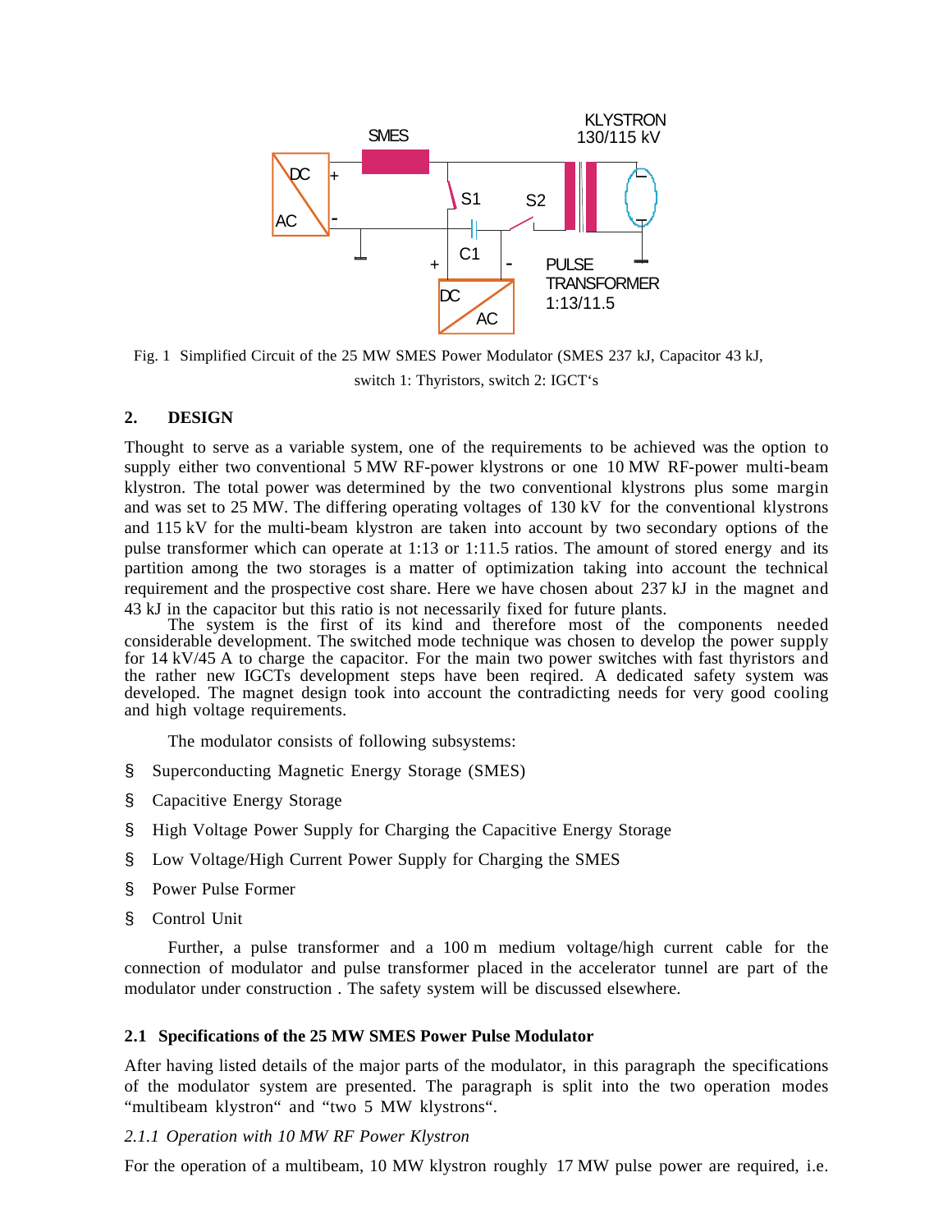Fig. 1 Simplified Circuit of the 25 MW SMES Power Modulator (SMES 237 kJ, Capacitor 43 kJ, switch 1: Thyristors, switch 2: IGCT's

## 2. DESIGN

Thought to serve as a variable system, one of the requirements to be achieved was the option to supply either two conventional 5 MW RF-power klystrons or one 10 MW RF-power multi-beam klystron. The total power was determined by the two conventional klystrons plus some margin and was set to 25 MW. The differing operating voltages of 130 kV for the conventional klystrons and 115 kV for the multi-beam klystron are taken into account by two secondary options of the pulse transformer which can operate at 1:13 or 1:11.5 ratios. The amount of stored energy and its partition among the two storages is a matter of optimization taking into account the technical requirement and the prospective cost share. Here we have chosen about 237 kJ in the magnet and 43 kJ in the capacitor but this ratio is not necessarily fixed for future plants.

The system is the first of its kind and therefore most of the components needed considerable development. The switched mode technique was chosen to develop the power supply for 14 kV/45 A to charge the capacitor. For the main two power switches with fast thyristors and the rather new IGCTs development steps have been reqired. A dedicated safety system was developed. The magnet design took into account the contradicting needs for very good cooling and high voltage requirements.

The modulator consists of following subsystems:

- Superconducting Magnetic Energy Storage (SMES)
- Capacitive Energy Storage
- High Voltage Power Supply for Charging the Capacitive Energy Storage
- Low Voltage/High Current Power Supply for Charging the SMES
- Power Pulse Former
- Control Unit

Further, a pulse transformer and a 100 m medium voltage/high current cable for the connection of modulator and pulse transformer placed in the accelerator tunnel are part of the modulator under construction . The safety system will be discussed elsewhere.

### 2.1 Specifications of the 25 MW SMES Power Pulse Modulator

After having listed details of the major parts of the modulator, in this paragraph the specifications of the modulator system are presented. The paragraph is split into the two operation modes "multibeam klystron" and "two 5 MW klystrons".

*2.1.1 Operation with 10 MW RF Power Klystron*

For the operation of a multibeam, 10 MW klystron roughly 17 MW pulse power are required, i.e.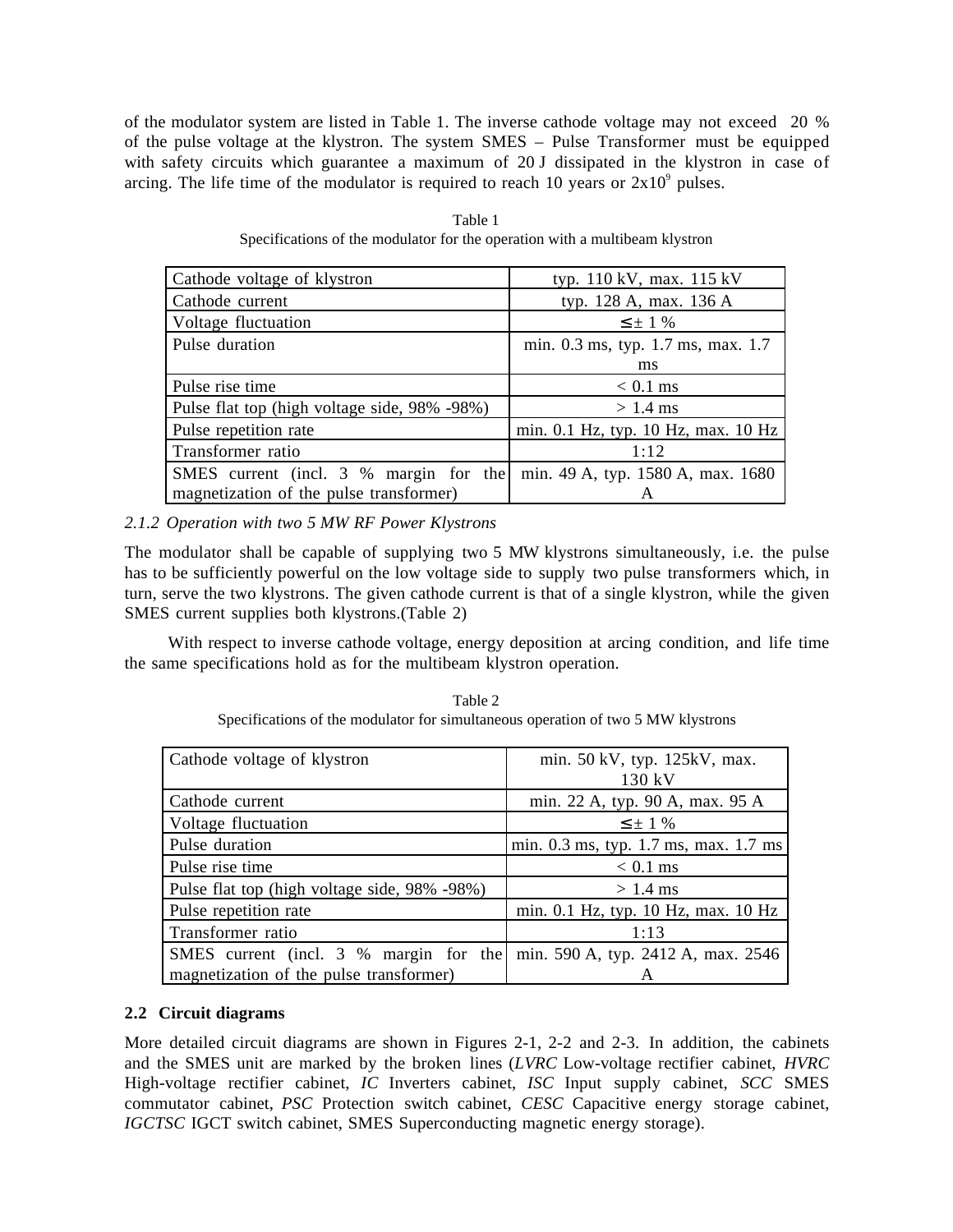of the modulator system are listed in Table 1. The inverse cathode voltage may not exceed 20 % of the pulse voltage at the klystron. The system SMES – Pulse Transformer must be equipped with safety circuits which guarantee a maximum of 20 J dissipated in the klystron in case of arcing. The life time of the modulator is required to reach 10 years or $2x10^9$ pulses.

Table 1
Specifications of the modulator for the operation with a multibeam klystron

| | |
|---|---|
| Cathode voltage of klystron | typ. 110 kV, max. 115 kV |
| Cathode current | typ. 128 A, max. 136 A |
| Voltage fluctuation | ≤ ± 1 % |
| Pulse duration | min. 0.3 ms, typ. 1.7 ms, max. 1.7 ms |
| Pulse rise time | < 0.1 ms |
| Pulse flat top (high voltage side, 98% -98%) | > 1.4 ms |
| Pulse repetition rate | min. 0.1 Hz, typ. 10 Hz, max. 10 Hz |
| Transformer ratio | 1:12 |
| SMES current (incl. 3 % margin for the magnetization of the pulse transformer) | min. 49 A, typ. 1580 A, max. 1680 A |

### 2.1.2 *Operation with two 5 MW RF Power Klystrons*

The modulator shall be capable of supplying two 5 MW klystrons simultaneously, i.e. the pulse has to be sufficiently powerful on the low voltage side to supply two pulse transformers which, in turn, serve the two klystrons. The given cathode current is that of a single klystron, while the given SMES current supplies both klystrons.(Table 2)

With respect to inverse cathode voltage, energy deposition at arcing condition, and life time the same specifications hold as for the multibeam klystron operation.

Table 2
Specifications of the modulator for simultaneous operation of two 5 MW klystrons

| | |
|---|---|
| Cathode voltage of klystron | min. 50 kV, typ. 125kV, max. 130 kV |
| Cathode current | min. 22 A, typ. 90 A, max. 95 A |
| Voltage fluctuation | ≤ ± 1 % |
| Pulse duration | min. 0.3 ms, typ. 1.7 ms, max. 1.7 ms |
| Pulse rise time | < 0.1 ms |
| Pulse flat top (high voltage side, 98% -98%) | > 1.4 ms |
| Pulse repetition rate | min. 0.1 Hz, typ. 10 Hz, max. 10 Hz |
| Transformer ratio | 1:13 |
| SMES current (incl. 3 % margin for the magnetization of the pulse transformer) | min. 590 A, typ. 2412 A, max. 2546 A |

## 2.2 Circuit diagrams

More detailed circuit diagrams are shown in Figures 2-1, 2-2 and 2-3. In addition, the cabinets and the SMES unit are marked by the broken lines (*LVRC* Low-voltage rectifier cabinet, *HVRC* High-voltage rectifier cabinet, *IC* Inverters cabinet, *ISC* Input supply cabinet, *SCC* SMES commutator cabinet, *PSC* Protection switch cabinet, *CESC* Capacitive energy storage cabinet, *IGCTSC* IGCT switch cabinet, SMES Superconducting magnetic energy storage).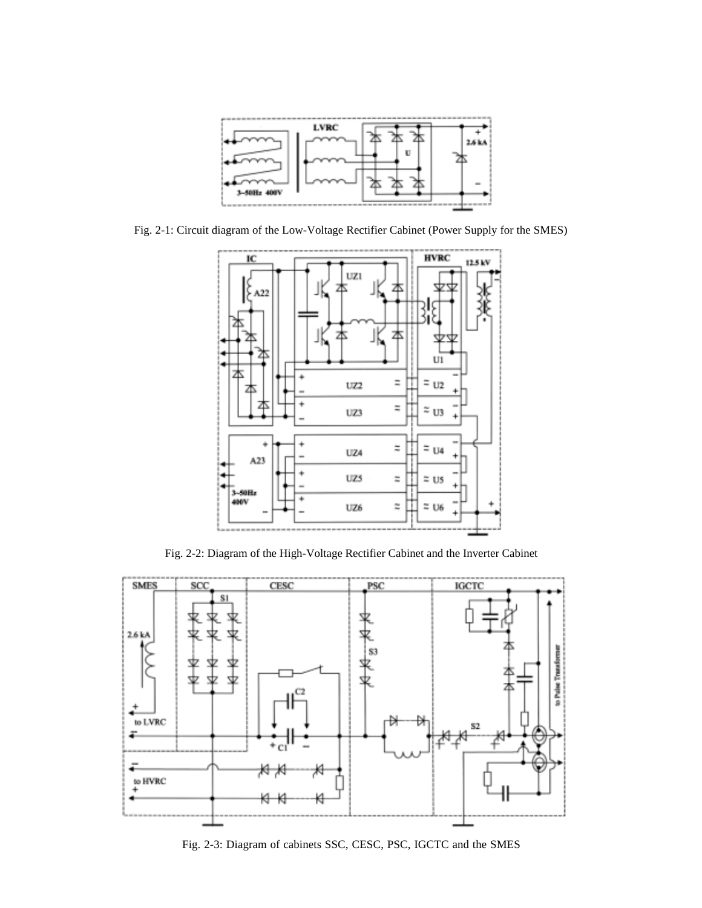Fig. 2-1: Circuit diagram of the Low-Voltage Rectifier Cabinet (Power Supply for the SMES)

Fig. 2-2: Diagram of the High-Voltage Rectifier Cabinet and the Inverter Cabinet

Fig. 2-3: Diagram of cabinets SSC, CESC, PSC, IGCTC and the SMES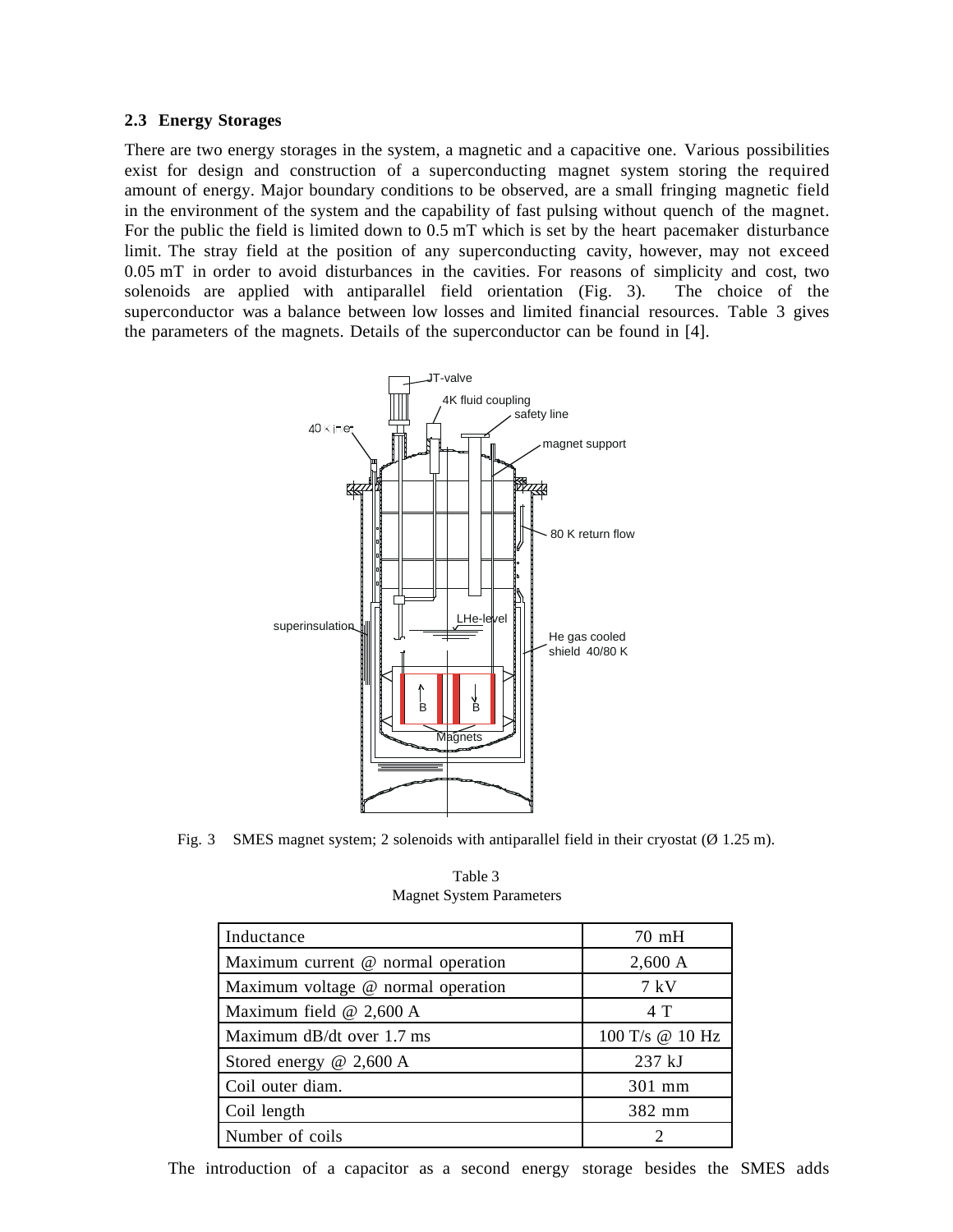### 2.3 Energy Storages

There are two energy storages in the system, a magnetic and a capacitive one. Various possibilities exist for design and construction of a superconducting magnet system storing the required amount of energy. Major boundary conditions to be observed, are a small fringing magnetic field in the environment of the system and the capability of fast pulsing without quench of the magnet. For the public the field is limited down to 0.5 mT which is set by the heart pacemaker disturbance limit. The stray field at the position of any superconducting cavity, however, may not exceed 0.05 mT in order to avoid disturbances in the cavities. For reasons of simplicity and cost, two solenoids are applied with antiparallel field orientation (Fig. 3). The choice of the superconductor was a balance between low losses and limited financial resources. Table 3 gives the parameters of the magnets. Details of the superconductor can be found in [4].

Fig. 3 SMES magnet system; 2 solenoids with antiparallel field in their cryostat (Ø 1.25 m).

Table 3
Magnet System Parameters

| Inductance | 70 mH |
|---|---|
| Maximum current @ normal operation | 2,600 A |
| Maximum voltage @ normal operation | 7 kV |
| Maximum field @ 2,600 A | 4 T |
| Maximum dB/dt over 1.7 ms | 100 T/s @ 10 Hz |
| Stored energy @ 2,600 A | 237 kJ |
| Coil outer diam. | 301 mm |
| Coil length | 382 mm |
| Number of coils | 2 |

The introduction of a capacitor as a second energy storage besides the SMES adds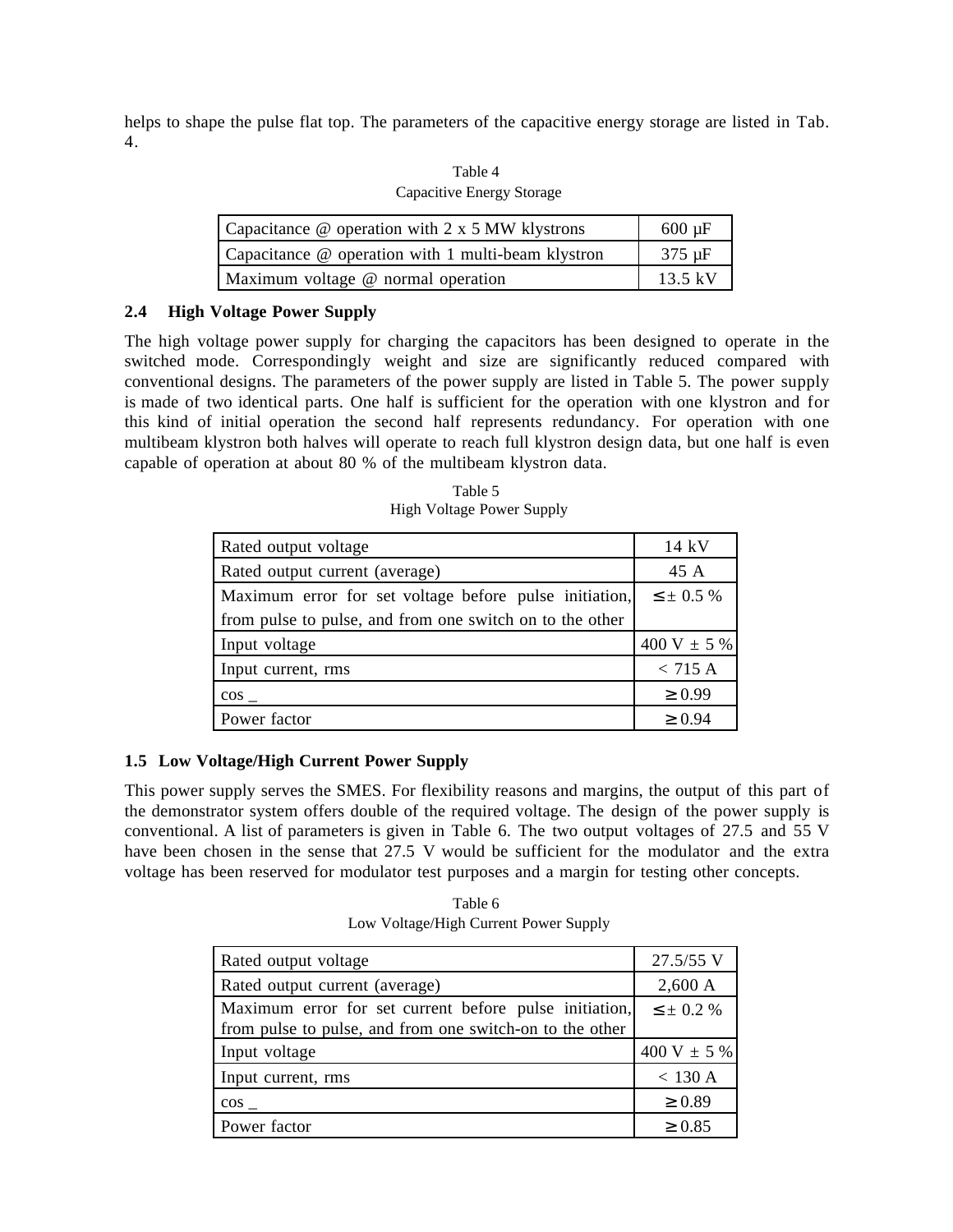helps to shape the pulse flat top. The parameters of the capacitive energy storage are listed in Tab. 4.

Table 4
Capacitive Energy Storage

| | |
|---|---|
| Capacitance @ operation with 2 x 5 MW klystrons | 600 µF |
| Capacitance @ operation with 1 multi-beam klystron | 375 µF |
| Maximum voltage @ normal operation | 13.5 kV |

### 2.4 High Voltage Power Supply

The high voltage power supply for charging the capacitors has been designed to operate in the switched mode. Correspondingly weight and size are significantly reduced compared with conventional designs. The parameters of the power supply are listed in Table 5. The power supply is made of two identical parts. One half is sufficient for the operation with one klystron and for this kind of initial operation the second half represents redundancy. For operation with one multibeam klystron both halves will operate to reach full klystron design data, but one half is even capable of operation at about 80 % of the multibeam klystron data.

Table 5
High Voltage Power Supply

| | |
|---|---|
| Rated output voltage | 14 kV |
| Rated output current (average) | 45 A |
| Maximum error for set voltage before pulse initiation, from pulse to pulse, and from one switch on to the other | ≤ ± 0.5 % |
| Input voltage | 400 V ± 5 % |
| Input current, rms | < 715 A |
| cos _ | ≥ 0.99 |
| Power factor | ≥ 0.94 |

### 1.5 Low Voltage/High Current Power Supply

This power supply serves the SMES. For flexibility reasons and margins, the output of this part of the demonstrator system offers double of the required voltage. The design of the power supply is conventional. A list of parameters is given in Table 6. The two output voltages of 27.5 and 55 V have been chosen in the sense that 27.5 V would be sufficient for the modulator and the extra voltage has been reserved for modulator test purposes and a margin for testing other concepts.

Table 6
Low Voltage/High Current Power Supply

| | |
|---|---|
| Rated output voltage | 27.5/55 V |
| Rated output current (average) | 2,600 A |
| Maximum error for set current before pulse initiation, from pulse to pulse, and from one switch-on to the other | ≤ ± 0.2 % |
| Input voltage | 400 V ± 5 % |
| Input current, rms | < 130 A |
| cos _ | ≥ 0.89 |
| Power factor | ≥ 0.85 |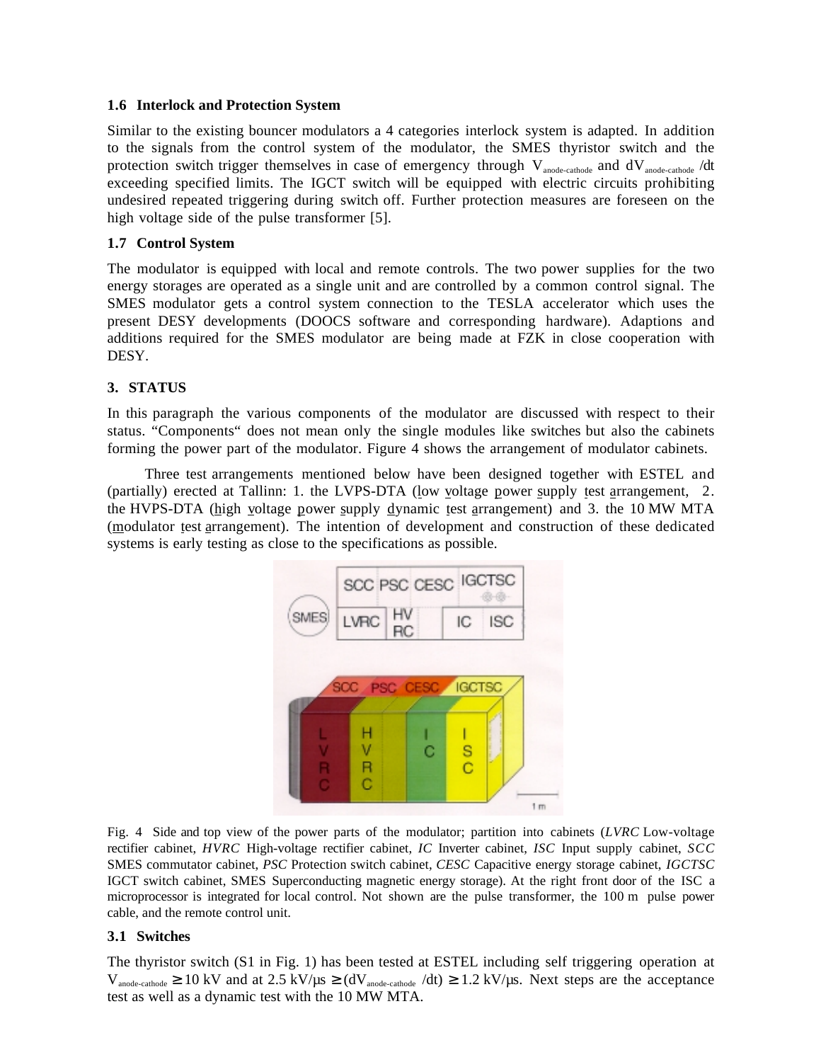### 1.6 Interlock and Protection System

Similar to the existing bouncer modulators a 4 categories interlock system is adapted. In addition to the signals from the control system of the modulator, the SMES thyristor switch and the protection switch trigger themselves in case of emergency through $V_{anode-cathode}$ and $dV_{anode-cathode}$ /dt exceeding specified limits. The IGCT switch will be equipped with electric circuits prohibiting undesired repeated triggering during switch off. Further protection measures are foreseen on the high voltage side of the pulse transformer [5].

### 1.7 Control System

The modulator is equipped with local and remote controls. The two power supplies for the two energy storages are operated as a single unit and are controlled by a common control signal. The SMES modulator gets a control system connection to the TESLA accelerator which uses the present DESY developments (DOOCS software and corresponding hardware). Adaptions and additions required for the SMES modulator are being made at FZK in close cooperation with DESY.

## 3. STATUS

In this paragraph the various components of the modulator are discussed with respect to their status. "Components" does not mean only the single modules like switches but also the cabinets forming the power part of the modulator. Figure 4 shows the arrangement of modulator cabinets.

Three test arrangements mentioned below have been designed together with ESTEL and (partially) erected at Tallinn: 1. the LVPS-DTA (low voltage power supply test arrangement, 2. the HVPS-DTA (high voltage power supply dynamic test arrangement) and 3. the 10 MW MTA (modulator test arrangement). The intention of development and construction of these dedicated systems is early testing as close to the specifications as possible.

Fig. 4 Side and top view of the power parts of the modulator; partition into cabinets (*LVRC* Low-voltage rectifier cabinet, *HVRC* High-voltage rectifier cabinet, *IC* Inverter cabinet, *ISC* Input supply cabinet, *SCC* SMES commutator cabinet, *PSC* Protection switch cabinet, *CESC* Capacitive energy storage cabinet, *IGCTSC* IGCT switch cabinet, SMES Superconducting magnetic energy storage). At the right front door of the ISC a microprocessor is integrated for local control. Not shown are the pulse transformer, the 100 m pulse power cable, and the remote control unit.

### 3.1 Switches

The thyristor switch (S1 in Fig. 1) has been tested at ESTEL including self triggering operation at $V_{anode-cathode} \geq 10$ kV and at 2.5 kV/µs $\geq (dV_{anode-cathode}$ /dt) $\geq 1.2$ kV/µs. Next steps are the acceptance test as well as a dynamic test with the 10 MW MTA.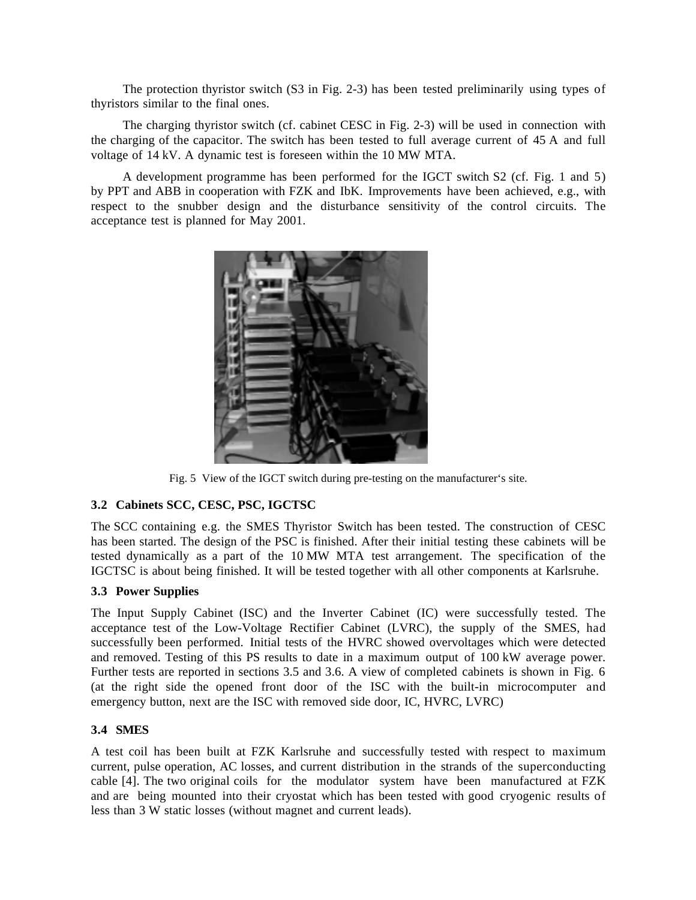The protection thyristor switch (S3 in Fig. 2-3) has been tested preliminarily using types of thyristors similar to the final ones.

The charging thyristor switch (cf. cabinet CESC in Fig. 2-3) will be used in connection with the charging of the capacitor. The switch has been tested to full average current of 45 A and full voltage of 14 kV. A dynamic test is foreseen within the 10 MW MTA.

A development programme has been performed for the IGCT switch S2 (cf. Fig. 1 and 5) by PPT and ABB in cooperation with FZK and IbK. Improvements have been achieved, e.g., with respect to the snubber design and the disturbance sensitivity of the control circuits. The acceptance test is planned for May 2001.

Fig. 5 View of the IGCT switch during pre-testing on the manufacturer's site.

### 3.2 Cabinets SCC, CESC, PSC, IGCTSC

The SCC containing e.g. the SMES Thyristor Switch has been tested. The construction of CESC has been started. The design of the PSC is finished. After their initial testing these cabinets will be tested dynamically as a part of the 10 MW MTA test arrangement. The specification of the IGCTSC is about being finished. It will be tested together with all other components at Karlsruhe.

### 3.3 Power Supplies

The Input Supply Cabinet (ISC) and the Inverter Cabinet (IC) were successfully tested. The acceptance test of the Low-Voltage Rectifier Cabinet (LVRC), the supply of the SMES, had successfully been performed. Initial tests of the HVRC showed overvoltages which were detected and removed. Testing of this PS results to date in a maximum output of 100 kW average power. Further tests are reported in sections 3.5 and 3.6. A view of completed cabinets is shown in Fig. 6 (at the right side the opened front door of the ISC with the built-in microcomputer and emergency button, next are the ISC with removed side door, IC, HVRC, LVRC)

### 3.4 SMES

A test coil has been built at FZK Karlsruhe and successfully tested with respect to maximum current, pulse operation, AC losses, and current distribution in the strands of the superconducting cable [4]. The two original coils for the modulator system have been manufactured at FZK and are being mounted into their cryostat which has been tested with good cryogenic results of less than 3 W static losses (without magnet and current leads).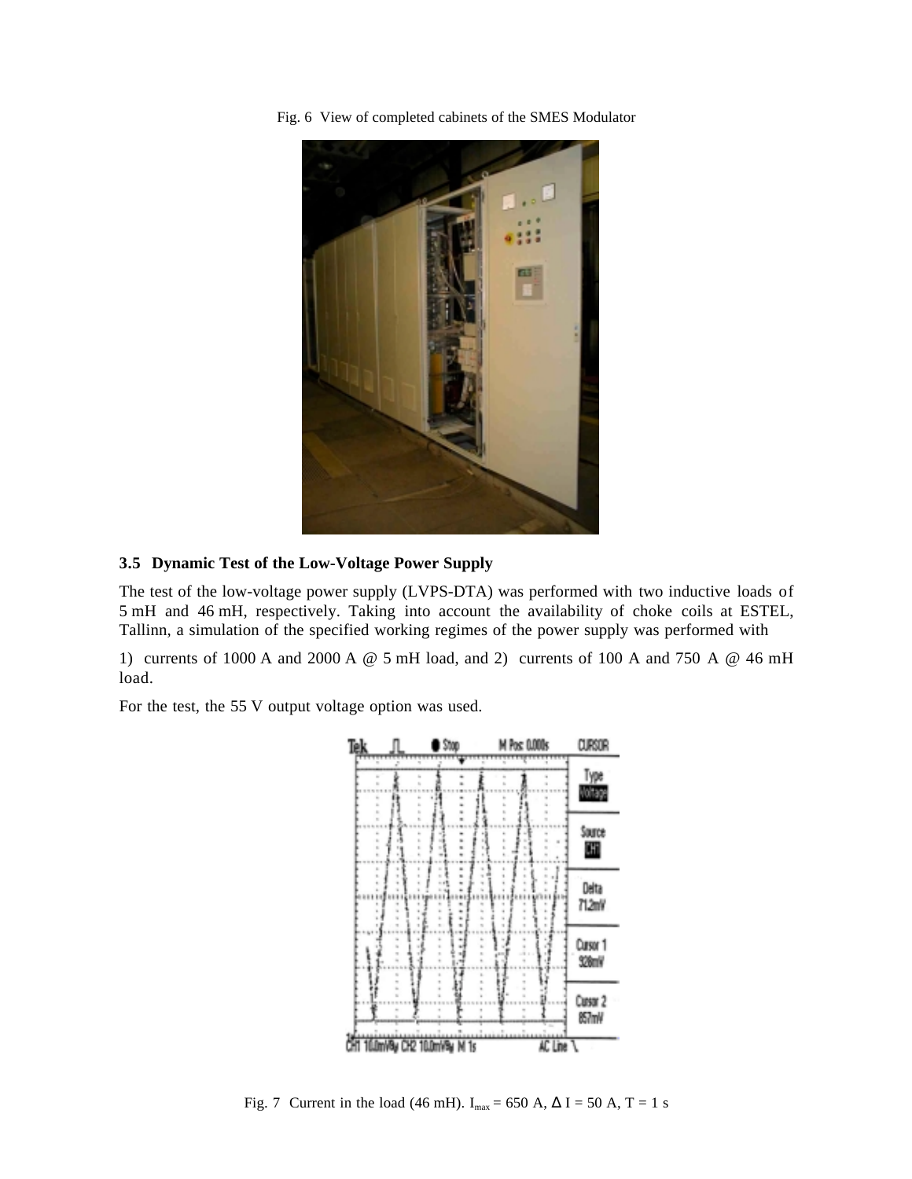Fig. 6 View of completed cabinets of the SMES Modulator

### 3.5 Dynamic Test of the Low-Voltage Power Supply

The test of the low-voltage power supply (LVPS-DTA) was performed with two inductive loads of 5 mH and 46 mH, respectively. Taking into account the availability of choke coils at ESTEL, Tallinn, a simulation of the specified working regimes of the power supply was performed with

1) currents of 1000 A and 2000 A @ 5 mH load, and 2) currents of 100 A and 750 A @ 46 mH load.

For the test, the 55 V output voltage option was used.

Fig. 7 Current in the load (46 mH). $I_{max}$ = 650 A, $\Delta$ I = 50 A, T = 1 s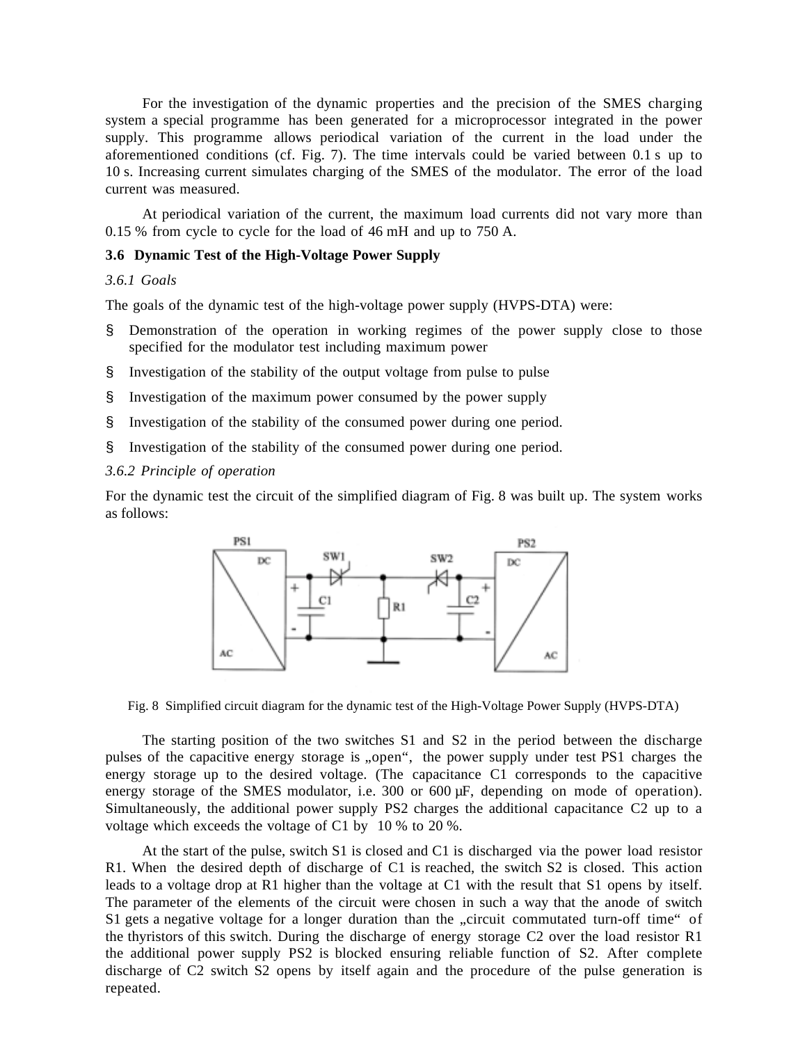For the investigation of the dynamic properties and the precision of the SMES charging system a special programme has been generated for a microprocessor integrated in the power supply. This programme allows periodical variation of the current in the load under the aforementioned conditions (cf. Fig. 7). The time intervals could be varied between 0.1 s up to 10 s. Increasing current simulates charging of the SMES of the modulator. The error of the load current was measured.

At periodical variation of the current, the maximum load currents did not vary more than 0.15 % from cycle to cycle for the load of 46 mH and up to 750 A.

### 3.6 Dynamic Test of the High-Voltage Power Supply

#### *3.6.1 Goals*

The goals of the dynamic test of the high-voltage power supply (HVPS-DTA) were:

- Demonstration of the operation in working regimes of the power supply close to those specified for the modulator test including maximum power
- Investigation of the stability of the output voltage from pulse to pulse
- Investigation of the maximum power consumed by the power supply
- Investigation of the stability of the consumed power during one period.
- Investigation of the stability of the consumed power during one period.

#### *3.6.2 Principle of operation*

For the dynamic test the circuit of the simplified diagram of Fig. 8 was built up. The system works as follows:

Fig. 8 Simplified circuit diagram for the dynamic test of the High-Voltage Power Supply (HVPS-DTA)

The starting position of the two switches S1 and S2 in the period between the discharge pulses of the capacitive energy storage is „open“, the power supply under test PS1 charges the energy storage up to the desired voltage. (The capacitance C1 corresponds to the capacitive energy storage of the SMES modulator, i.e. 300 or 600 µF, depending on mode of operation). Simultaneously, the additional power supply PS2 charges the additional capacitance C2 up to a voltage which exceeds the voltage of C1 by 10 % to 20 %.

At the start of the pulse, switch S1 is closed and C1 is discharged via the power load resistor R1. When the desired depth of discharge of C1 is reached, the switch S2 is closed. This action leads to a voltage drop at R1 higher than the voltage at C1 with the result that S1 opens by itself. The parameter of the elements of the circuit were chosen in such a way that the anode of switch S1 gets a negative voltage for a longer duration than the „circuit commutated turn-off time“ of the thyristors of this switch. During the discharge of energy storage C2 over the load resistor R1 the additional power supply PS2 is blocked ensuring reliable function of S2. After complete discharge of C2 switch S2 opens by itself again and the procedure of the pulse generation is repeated.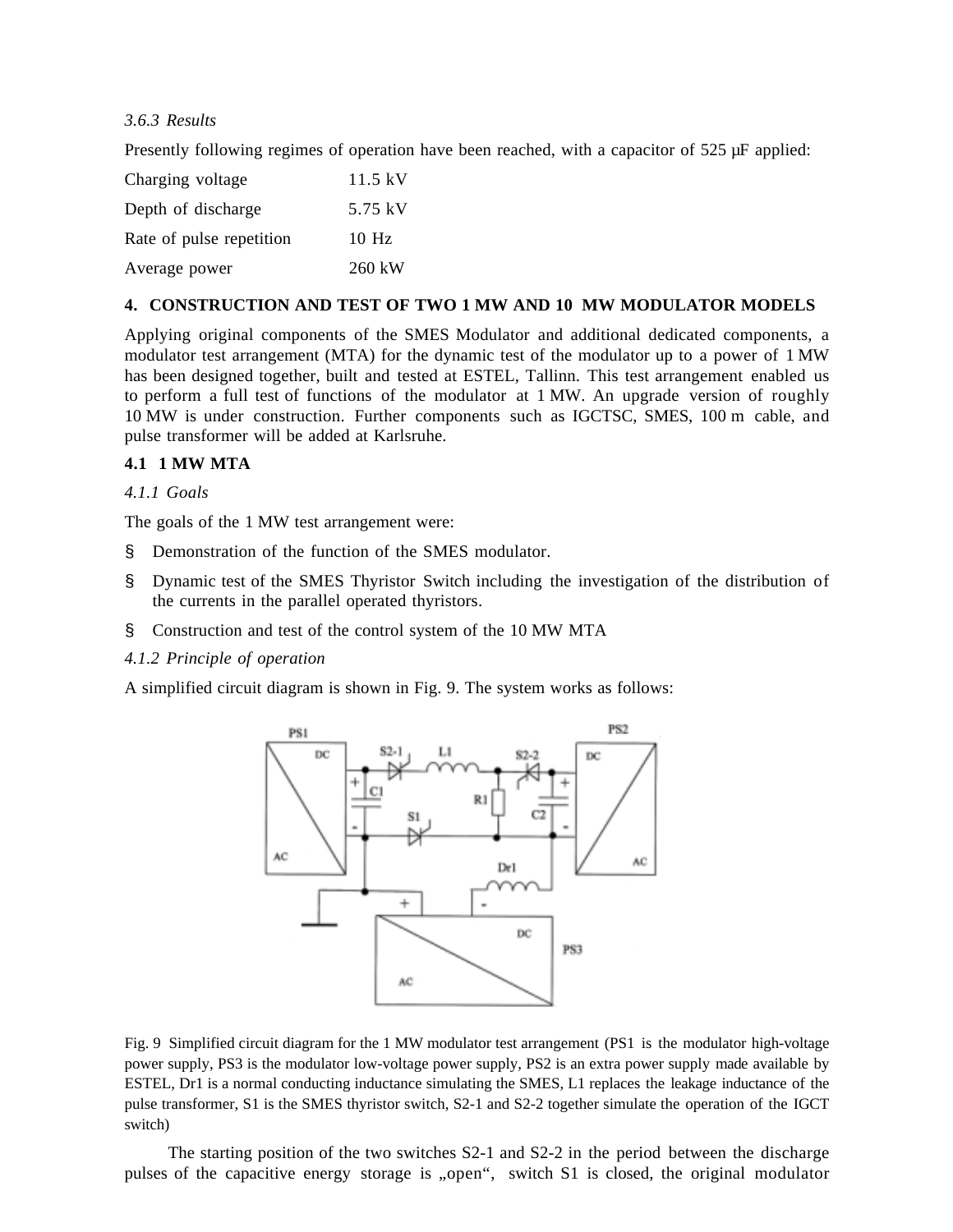### 3.6.3 *Results*

Presently following regimes of operation have been reached, with a capacitor of 525 μF applied:

| | |
|---|---|
| Charging voltage | 11.5 kV |
| Depth of discharge | 5.75 kV |
| Rate of pulse repetition | 10 Hz |
| Average power | 260 kW |

## 4. CONSTRUCTION AND TEST OF TWO 1 MW AND 10 MW MODULATOR MODELS

Applying original components of the SMES Modulator and additional dedicated components, a modulator test arrangement (MTA) for the dynamic test of the modulator up to a power of 1 MW has been designed together, built and tested at ESTEL, Tallinn. This test arrangement enabled us to perform a full test of functions of the modulator at 1 MW. An upgrade version of roughly 10 MW is under construction. Further components such as IGCTSC, SMES, 100 m cable, and pulse transformer will be added at Karlsruhe.

### 4.1 1 MW MTA

#### 4.1.1 *Goals*

The goals of the 1 MW test arrangement were:

- Demonstration of the function of the SMES modulator.
- Dynamic test of the SMES Thyristor Switch including the investigation of the distribution of the currents in the parallel operated thyristors.
- Construction and test of the control system of the 10 MW MTA

#### 4.1.2 *Principle of operation*

A simplified circuit diagram is shown in Fig. 9. The system works as follows:

Fig. 9 Simplified circuit diagram for the 1 MW modulator test arrangement (PS1 is the modulator high-voltage power supply, PS3 is the modulator low-voltage power supply, PS2 is an extra power supply made available by ESTEL, Dr1 is a normal conducting inductance simulating the SMES, L1 replaces the leakage inductance of the pulse transformer, S1 is the SMES thyristor switch, S2-1 and S2-2 together simulate the operation of the IGCT switch)

The starting position of the two switches S2-1 and S2-2 in the period between the discharge pulses of the capacitive energy storage is „open“, switch S1 is closed, the original modulator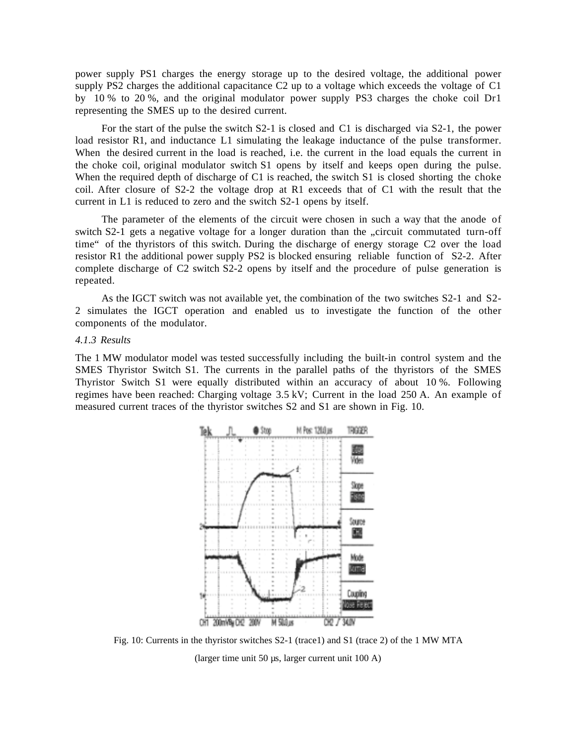power supply PS1 charges the energy storage up to the desired voltage, the additional power supply PS2 charges the additional capacitance C2 up to a voltage which exceeds the voltage of C1 by 10 % to 20 %, and the original modulator power supply PS3 charges the choke coil Dr1 representing the SMES up to the desired current.

For the start of the pulse the switch S2-1 is closed and C1 is discharged via S2-1, the power load resistor R1, and inductance L1 simulating the leakage inductance of the pulse transformer. When the desired current in the load is reached, i.e. the current in the load equals the current in the choke coil, original modulator switch S1 opens by itself and keeps open during the pulse. When the required depth of discharge of C1 is reached, the switch S1 is closed shorting the choke coil. After closure of S2-2 the voltage drop at R1 exceeds that of C1 with the result that the current in L1 is reduced to zero and the switch S2-1 opens by itself.

The parameter of the elements of the circuit were chosen in such a way that the anode of switch S2-1 gets a negative voltage for a longer duration than the „circuit commutated turn-off time“ of the thyristors of this switch. During the discharge of energy storage C2 over the load resistor R1 the additional power supply PS2 is blocked ensuring reliable function of S2-2. After complete discharge of C2 switch S2-2 opens by itself and the procedure of pulse generation is repeated.

As the IGCT switch was not available yet, the combination of the two switches S2-1 and S2-2 simulates the IGCT operation and enabled us to investigate the function of the other components of the modulator.

*4.1.3 Results*

The 1 MW modulator model was tested successfully including the built-in control system and the SMES Thyristor Switch S1. The currents in the parallel paths of the thyristors of the SMES Thyristor Switch S1 were equally distributed within an accuracy of about 10 %. Following regimes have been reached: Charging voltage 3.5 kV; Current in the load 250 A. An example of measured current traces of the thyristor switches S2 and S1 are shown in Fig. 10.

Fig. 10: Currents in the thyristor switches S2-1 (trace1) and S1 (trace 2) of the 1 MW MTA

(larger time unit 50 µs, larger current unit 100 A)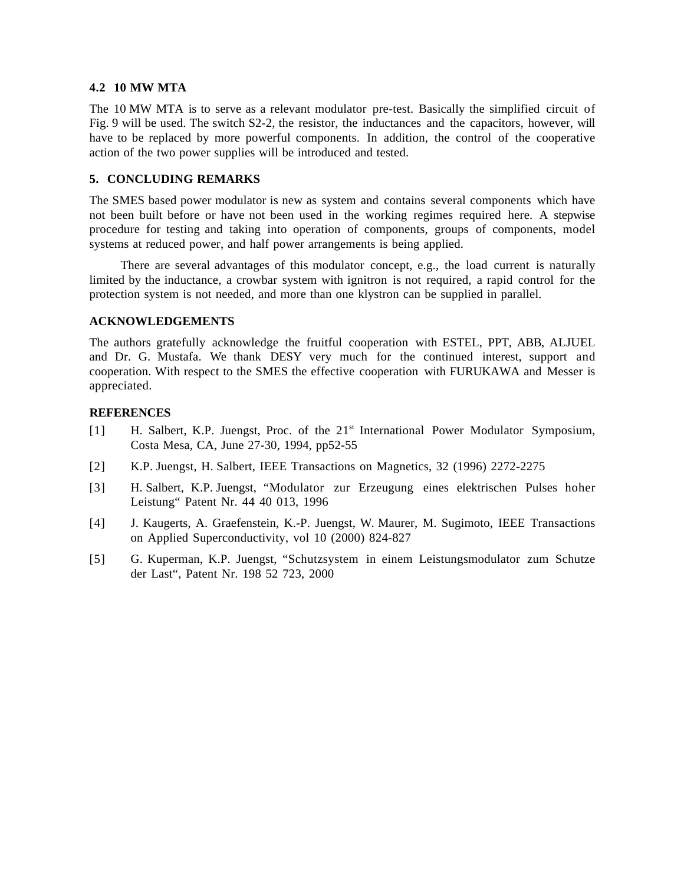### 4.2 10 MW MTA

The 10 MW MTA is to serve as a relevant modulator pre-test. Basically the simplified circuit of Fig. 9 will be used. The switch S2-2, the resistor, the inductances and the capacitors, however, will have to be replaced by more powerful components. In addition, the control of the cooperative action of the two power supplies will be introduced and tested.

## 5. CONCLUDING REMARKS

The SMES based power modulator is new as system and contains several components which have not been built before or have not been used in the working regimes required here. A stepwise procedure for testing and taking into operation of components, groups of components, model systems at reduced power, and half power arrangements is being applied.

There are several advantages of this modulator concept, e.g., the load current is naturally limited by the inductance, a crowbar system with ignitron is not required, a rapid control for the protection system is not needed, and more than one klystron can be supplied in parallel.

## ACKNOWLEDGEMENTS

The authors gratefully acknowledge the fruitful cooperation with ESTEL, PPT, ABB, ALJUEL and Dr. G. Mustafa. We thank DESY very much for the continued interest, support and cooperation. With respect to the SMES the effective cooperation with FURUKAWA and Messer is appreciated.

## REFERENCES

[1] H. Salbert, K.P. Juengst, Proc. of the 21st International Power Modulator Symposium, Costa Mesa, CA, June 27-30, 1994, pp52-55

[2] K.P. Juengst, H. Salbert, IEEE Transactions on Magnetics, 32 (1996) 2272-2275

[3] H. Salbert, K.P. Juengst, “Modulator zur Erzeugung eines elektrischen Pulses hoher Leistung“ Patent Nr. 44 40 013, 1996

[4] J. Kaugerts, A. Graefenstein, K.-P. Juengst, W. Maurer, M. Sugimoto, IEEE Transactions on Applied Superconductivity, vol 10 (2000) 824-827

[5] G. Kuperman, K.P. Juengst, “Schutzsystem in einem Leistungsmodulator zum Schutze der Last“, Patent Nr. 198 52 723, 2000